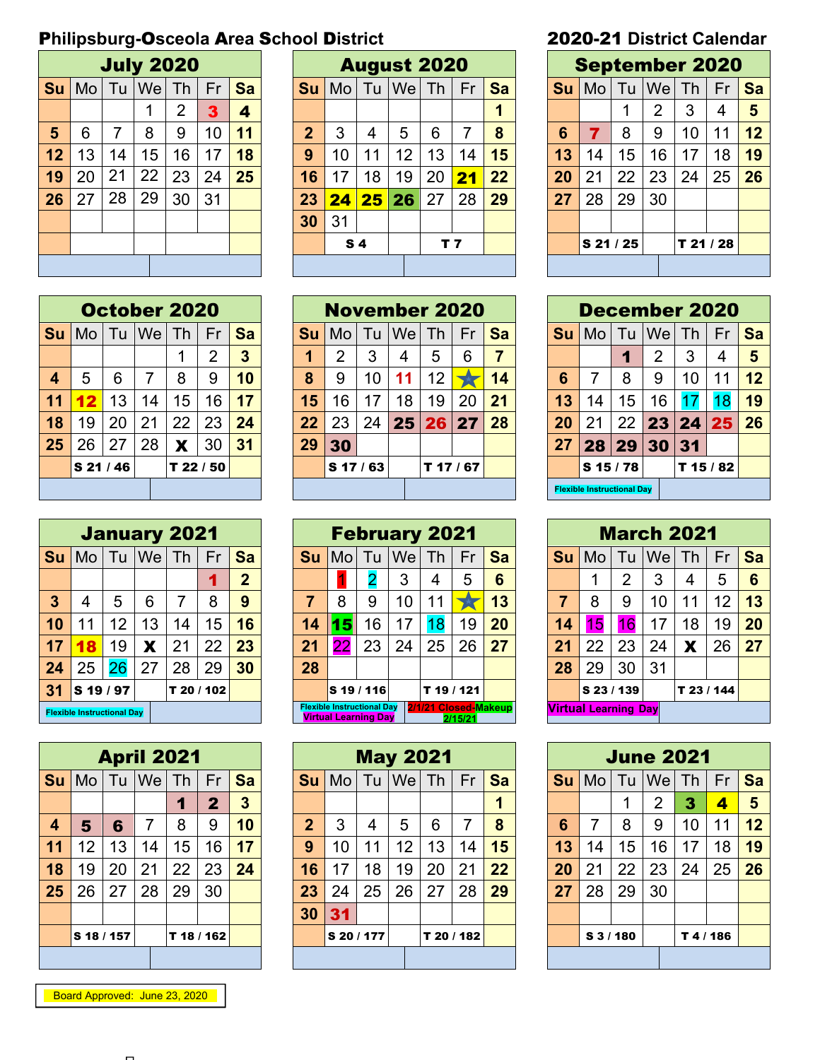**Philipsburg-Osceola Area School District** **2020-21 District Calendar**

## July 2020

| Su | Mo | Tu | We | Th | Fr | Sa |
|---|---|---|---|---|---|---|
| | | | 1 | 2 | 3 | 4 |
| 5 | 6 | 7 | 8 | 9 | 10 | 11 |
| 12 | 13 | 14 | 15 | 16 | 17 | 18 |
| 19 | 20 | 21 | 22 | 23 | 24 | 25 |
| 26 | 27 | 28 | 29 | 30 | 31 | |

## August 2020

| Su | Mo | Tu | We | Th | Fr | Sa |
|---|---|---|---|---|---|---|
| | | | | | | 1 |
| 2 | 3 | 4 | 5 | 6 | 7 | 8 |
| 9 | 10 | 11 | 12 | 13 | 14 | 15 |
| 16 | 17 | 18 | 19 | 20 | 21 | 22 |
| 23 | 24 | 25 | 26 | 27 | 28 | 29 |
| 30 | 31 | | | | | |
| | S 4 | | | T 7 | | |

## September 2020

| Su | Mo | Tu | We | Th | Fr | Sa |
|---|---|---|---|---|---|---|
| | | 1 | 2 | 3 | 4 | 5 |
| 6 | 7 | 8 | 9 | 10 | 11 | 12 |
| 13 | 14 | 15 | 16 | 17 | 18 | 19 |
| 20 | 21 | 22 | 23 | 24 | 25 | 26 |
| 27 | 28 | 29 | 30 | | | |
| | S 21 / 25 | | | T 21 / 28 | | |

## October 2020

| Su | Mo | Tu | We | Th | Fr | Sa |
|---|---|---|---|---|---|---|
| | | | | 1 | 2 | 3 |
| 4 | 5 | 6 | 7 | 8 | 9 | 10 |
| 11 | 12 | 13 | 14 | 15 | 16 | 17 |
| 18 | 19 | 20 | 21 | 22 | 23 | 24 |
| 25 | 26 | 27 | 28 | X | 30 | 31 |
| | S 21 / 46 | | | T 22 / 50 | | |

## November 2020

| Su | Mo | Tu | We | Th | Fr | Sa |
|---|---|---|---|---|---|---|
| 1 | 2 | 3 | 4 | 5 | 6 | 7 |
| 8 | 9 | 10 | 11 | 12 | ★ | 14 |
| 15 | 16 | 17 | 18 | 19 | 20 | 21 |
| 22 | 23 | 24 | 25 | 26 | 27 | 28 |
| 29 | 30 | | | | | |
| | S 17 / 63 | | | T 17 / 67 | | |

## December 2020

| Su | Mo | Tu | We | Th | Fr | Sa |
|---|---|---|---|---|---|---|
| | | 1 | 2 | 3 | 4 | 5 |
| 6 | 7 | 8 | 9 | 10 | 11 | 12 |
| 13 | 14 | 15 | 16 | 17 | 18 | 19 |
| 20 | 21 | 22 | 23 | 24 | 25 | 26 |
| 27 | 28 | 29 | 30 | 31 | | |
| | S 15 / 78 | | | T 15 / 82 | | |

Flexible Instructional Day

## January 2021

| Su | Mo | Tu | We | Th | Fr | Sa |
|---|---|---|---|---|---|---|
| | | | | | 1 | 2 |
| 3 | 4 | 5 | 6 | 7 | 8 | 9 |
| 10 | 11 | 12 | 13 | 14 | 15 | 16 |
| 17 | 18 | 19 | X | 21 | 22 | 23 |
| 24 | 25 | 26 | 27 | 28 | 29 | 30 |
| 31 | S 19 / 97 | | | T 20 / 102 | | |

Flexible Instructional Day

## February 2021

| Su | Mo | Tu | We | Th | Fr | Sa |
|---|---|---|---|---|---|---|
| | 1 | 2 | 3 | 4 | 5 | 6 |
| 7 | 8 | 9 | 10 | 11 | ★ | 13 |
| 14 | 15 | 16 | 17 | 18 | 19 | 20 |
| 21 | 22 | 23 | 24 | 25 | 26 | 27 |
| 28 | | | | | | |
| | S 19 / 116 | | | T 19 / 121 | | |

Flexible Instructional Day
Virtual Learning Day
2/1/21 Closed-Makeup 2/15/21

## March 2021

| Su | Mo | Tu | We | Th | Fr | Sa |
|---|---|---|---|---|---|---|
| | 1 | 2 | 3 | 4 | 5 | 6 |
| 7 | 8 | 9 | 10 | 11 | 12 | 13 |
| 14 | 15 | 16 | 17 | 18 | 19 | 20 |
| 21 | 22 | 23 | 24 | X | 26 | 27 |
| 28 | 29 | 30 | 31 | | | |
| | S 23 / 139 | | | T 23 / 144 | | |

Virtual Learning Day

## April 2021

| Su | Mo | Tu | We | Th | Fr | Sa |
|---|---|---|---|---|---|---|
| | | | | 1 | 2 | 3 |
| 4 | 5 | 6 | 7 | 8 | 9 | 10 |
| 11 | 12 | 13 | 14 | 15 | 16 | 17 |
| 18 | 19 | 20 | 21 | 22 | 23 | 24 |
| 25 | 26 | 27 | 28 | 29 | 30 | |
| | S 18 / 157 | | | T 18 / 162 | | |

## May 2021

| Su | Mo | Tu | We | Th | Fr | Sa |
|---|---|---|---|---|---|---|
| | | | | | | 1 |
| 2 | 3 | 4 | 5 | 6 | 7 | 8 |
| 9 | 10 | 11 | 12 | 13 | 14 | 15 |
| 16 | 17 | 18 | 19 | 20 | 21 | 22 |
| 23 | 24 | 25 | 26 | 27 | 28 | 29 |
| 30 | 31 | | | | | |
| | S 20 / 177 | | | T 20 / 182 | | |

## June 2021

| Su | Mo | Tu | We | Th | Fr | Sa |
|---|---|---|---|---|---|---|
| | | 1 | 2 | 3 | 4 | 5 |
| 6 | 7 | 8 | 9 | 10 | 11 | 12 |
| 13 | 14 | 15 | 16 | 17 | 18 | 19 |
| 20 | 21 | 22 | 23 | 24 | 25 | 26 |
| 27 | 28 | 29 | 30 | | | |
| | S 3 / 180 | | | T 4 / 186 | | |

Board Approved: June 23, 2020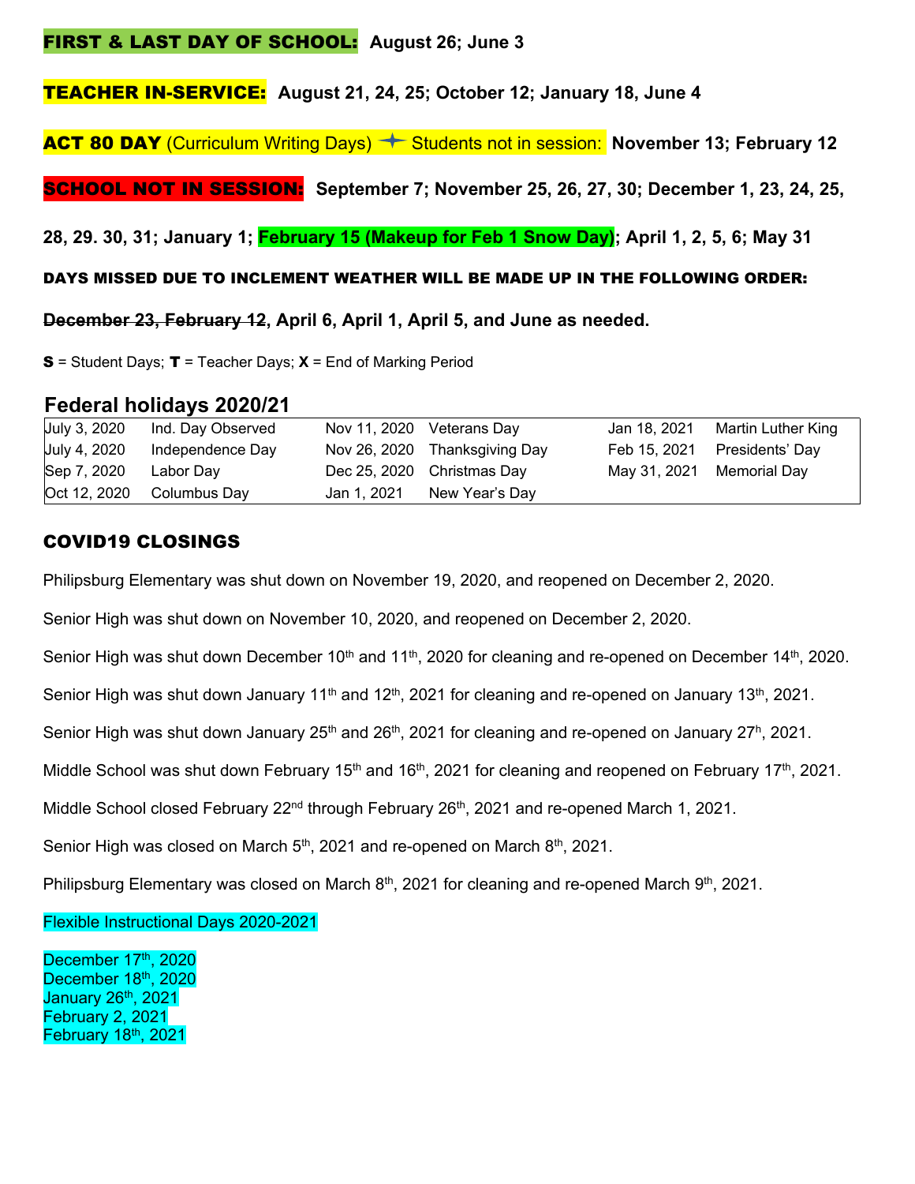**FIRST & LAST DAY OF SCHOOL: August 26; June 3**

**TEACHER IN-SERVICE: August 21, 24, 25; October 12; January 18, June 4**

**ACT 80 DAY** (Curriculum Writing Days) ✦ Students not in session: **November 13; February 12**

**SCHOOL NOT IN SESSION: September 7; November 25, 26, 27, 30; December 1, 23, 24, 25, 28, 29. 30, 31; January 1; February 15 (Makeup for Feb 1 Snow Day); April 1, 2, 5, 6; May 31**

**DAYS MISSED DUE TO INCLEMENT WEATHER WILL BE MADE UP IN THE FOLLOWING ORDER:**

**~~December 23, February 12~~, April 6, April 1, April 5, and June as needed.**

**S** = Student Days; **T** = Teacher Days; **X** = End of Marking Period

## Federal holidays 2020/21

| | | | | | |
|---|---|---|---|---|---|
| July 3, 2020 | Ind. Day Observed | Nov 11, 2020 | Veterans Day | Jan 18, 2021 | Martin Luther King |
| July 4, 2020 | Independence Day | Nov 26, 2020 | Thanksgiving Day | Feb 15, 2021 | Presidents' Day |
| Sep 7, 2020 | Labor Day | Dec 25, 2020 | Christmas Day | May 31, 2021 | Memorial Day |
| Oct 12, 2020 | Columbus Day | Jan 1, 2021 | New Year's Day | | |

## COVID19 CLOSINGS

Philipsburg Elementary was shut down on November 19, 2020, and reopened on December 2, 2020.

Senior High was shut down on November 10, 2020, and reopened on December 2, 2020.

Senior High was shut down December 10th and 11th, 2020 for cleaning and re-opened on December 14th, 2020.

Senior High was shut down January 11th and 12th, 2021 for cleaning and re-opened on January 13th, 2021.

Senior High was shut down January 25th and 26th, 2021 for cleaning and re-opened on January 27h, 2021.

Middle School was shut down February 15th and 16th, 2021 for cleaning and reopened on February 17th, 2021.

Middle School closed February 22nd through February 26th, 2021 and re-opened March 1, 2021.

Senior High was closed on March 5th, 2021 and re-opened on March 8th, 2021.

Philipsburg Elementary was closed on March 8th, 2021 for cleaning and re-opened March 9th, 2021.

Flexible Instructional Days 2020-2021

December 17th, 2020
December 18th, 2020
January 26th, 2021
February 2, 2021
February 18th, 2021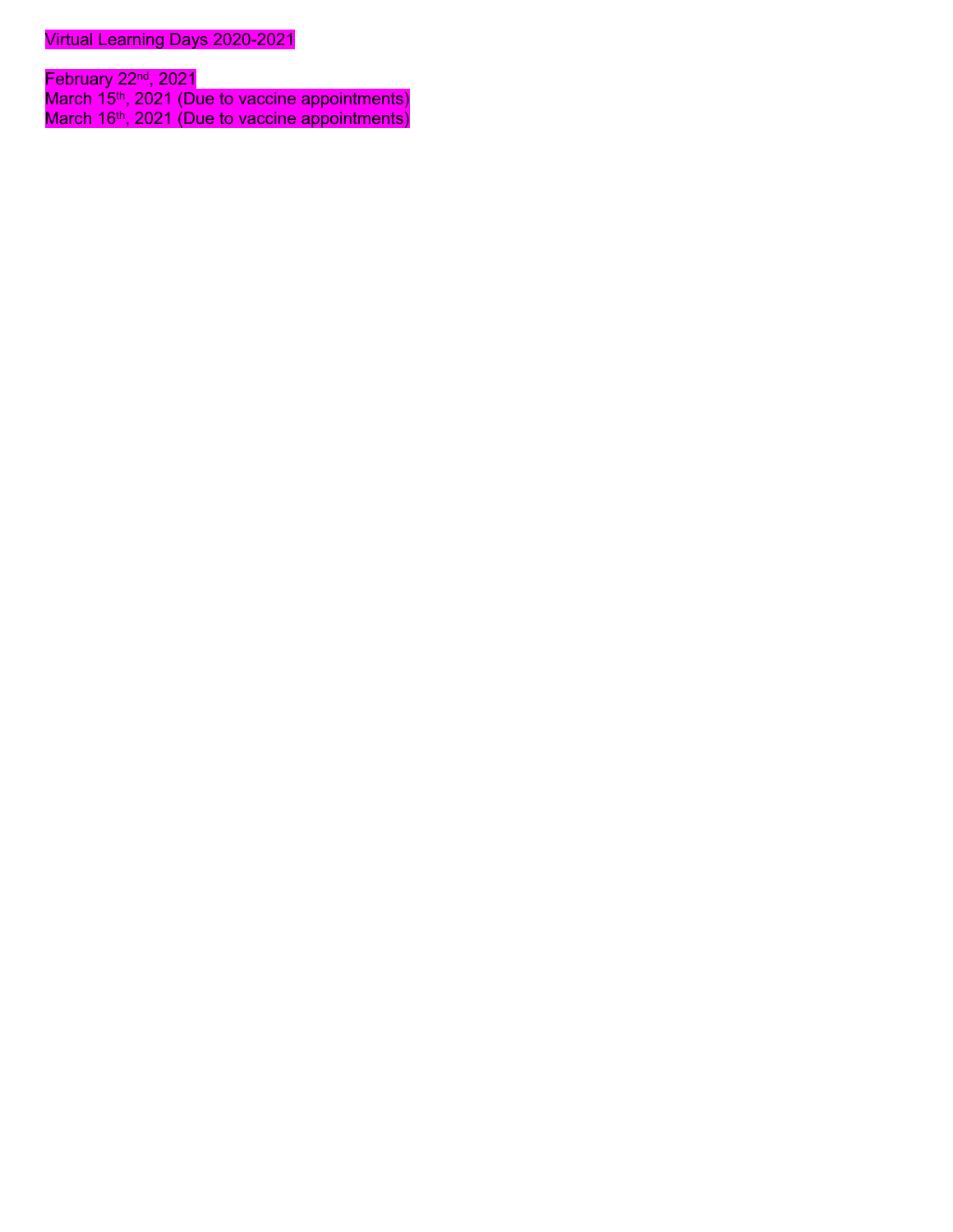Virtual Learning Days 2020-2021

February 22nd, 2021
March 15th, 2021 (Due to vaccine appointments)
March 16th, 2021 (Due to vaccine appointments)